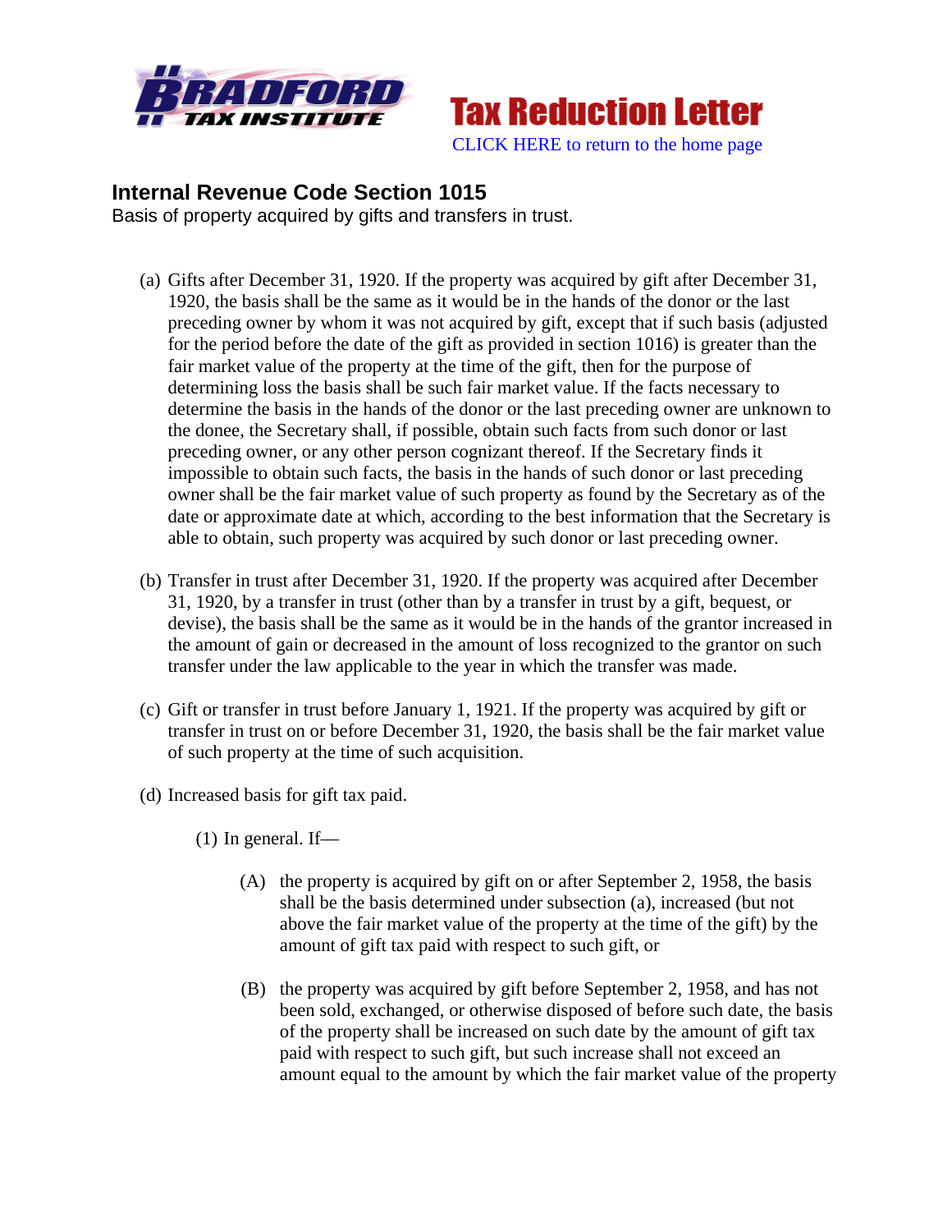Bradford Tax Institute — **Tax Reduction Letter**

CLICK HERE to return to the home page

## Internal Revenue Code Section 1015

Basis of property acquired by gifts and transfers in trust.

(a) Gifts after December 31, 1920. If the property was acquired by gift after December 31, 1920, the basis shall be the same as it would be in the hands of the donor or the last preceding owner by whom it was not acquired by gift, except that if such basis (adjusted for the period before the date of the gift as provided in section 1016) is greater than the fair market value of the property at the time of the gift, then for the purpose of determining loss the basis shall be such fair market value. If the facts necessary to determine the basis in the hands of the donor or the last preceding owner are unknown to the donee, the Secretary shall, if possible, obtain such facts from such donor or last preceding owner, or any other person cognizant thereof. If the Secretary finds it impossible to obtain such facts, the basis in the hands of such donor or last preceding owner shall be the fair market value of such property as found by the Secretary as of the date or approximate date at which, according to the best information that the Secretary is able to obtain, such property was acquired by such donor or last preceding owner.

(b) Transfer in trust after December 31, 1920. If the property was acquired after December 31, 1920, by a transfer in trust (other than by a transfer in trust by a gift, bequest, or devise), the basis shall be the same as it would be in the hands of the grantor increased in the amount of gain or decreased in the amount of loss recognized to the grantor on such transfer under the law applicable to the year in which the transfer was made.

(c) Gift or transfer in trust before January 1, 1921. If the property was acquired by gift or transfer in trust on or before December 31, 1920, the basis shall be the fair market value of such property at the time of such acquisition.

(d) Increased basis for gift tax paid.

(1) In general. If—

(A) the property is acquired by gift on or after September 2, 1958, the basis shall be the basis determined under subsection (a), increased (but not above the fair market value of the property at the time of the gift) by the amount of gift tax paid with respect to such gift, or

(B) the property was acquired by gift before September 2, 1958, and has not been sold, exchanged, or otherwise disposed of before such date, the basis of the property shall be increased on such date by the amount of gift tax paid with respect to such gift, but such increase shall not exceed an amount equal to the amount by which the fair market value of the property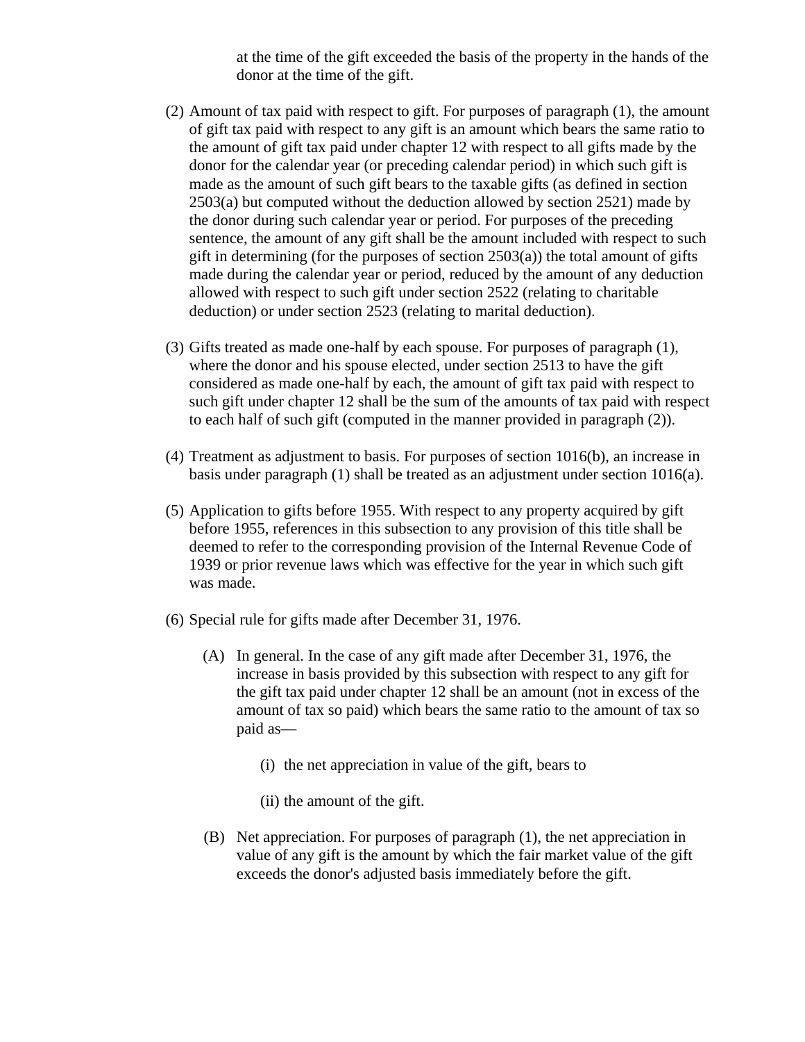at the time of the gift exceeded the basis of the property in the hands of the donor at the time of the gift.

(2) Amount of tax paid with respect to gift. For purposes of paragraph (1), the amount of gift tax paid with respect to any gift is an amount which bears the same ratio to the amount of gift tax paid under chapter 12 with respect to all gifts made by the donor for the calendar year (or preceding calendar period) in which such gift is made as the amount of such gift bears to the taxable gifts (as defined in section 2503(a) but computed without the deduction allowed by section 2521) made by the donor during such calendar year or period. For purposes of the preceding sentence, the amount of any gift shall be the amount included with respect to such gift in determining (for the purposes of section 2503(a)) the total amount of gifts made during the calendar year or period, reduced by the amount of any deduction allowed with respect to such gift under section 2522 (relating to charitable deduction) or under section 2523 (relating to marital deduction).

(3) Gifts treated as made one-half by each spouse. For purposes of paragraph (1), where the donor and his spouse elected, under section 2513 to have the gift considered as made one-half by each, the amount of gift tax paid with respect to such gift under chapter 12 shall be the sum of the amounts of tax paid with respect to each half of such gift (computed in the manner provided in paragraph (2)).

(4) Treatment as adjustment to basis. For purposes of section 1016(b), an increase in basis under paragraph (1) shall be treated as an adjustment under section 1016(a).

(5) Application to gifts before 1955. With respect to any property acquired by gift before 1955, references in this subsection to any provision of this title shall be deemed to refer to the corresponding provision of the Internal Revenue Code of 1939 or prior revenue laws which was effective for the year in which such gift was made.

(6) Special rule for gifts made after December 31, 1976.

   (A) In general. In the case of any gift made after December 31, 1976, the increase in basis provided by this subsection with respect to any gift for the gift tax paid under chapter 12 shall be an amount (not in excess of the amount of tax so paid) which bears the same ratio to the amount of tax so paid as—

      (i) the net appreciation in value of the gift, bears to

      (ii) the amount of the gift.

   (B) Net appreciation. For purposes of paragraph (1), the net appreciation in value of any gift is the amount by which the fair market value of the gift exceeds the donor's adjusted basis immediately before the gift.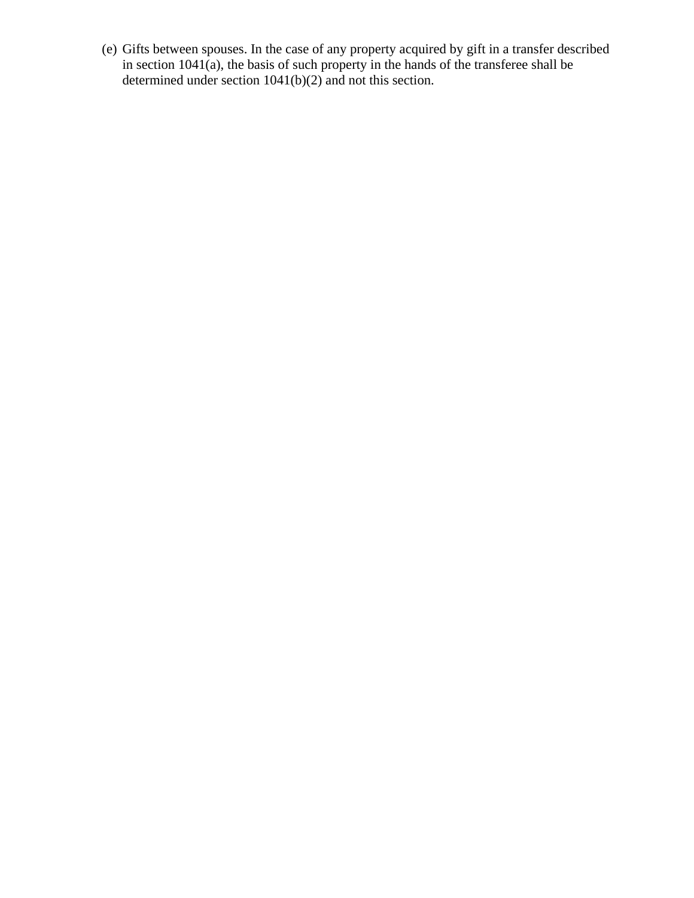(e) Gifts between spouses. In the case of any property acquired by gift in a transfer described in section 1041(a), the basis of such property in the hands of the transferee shall be determined under section 1041(b)(2) and not this section.